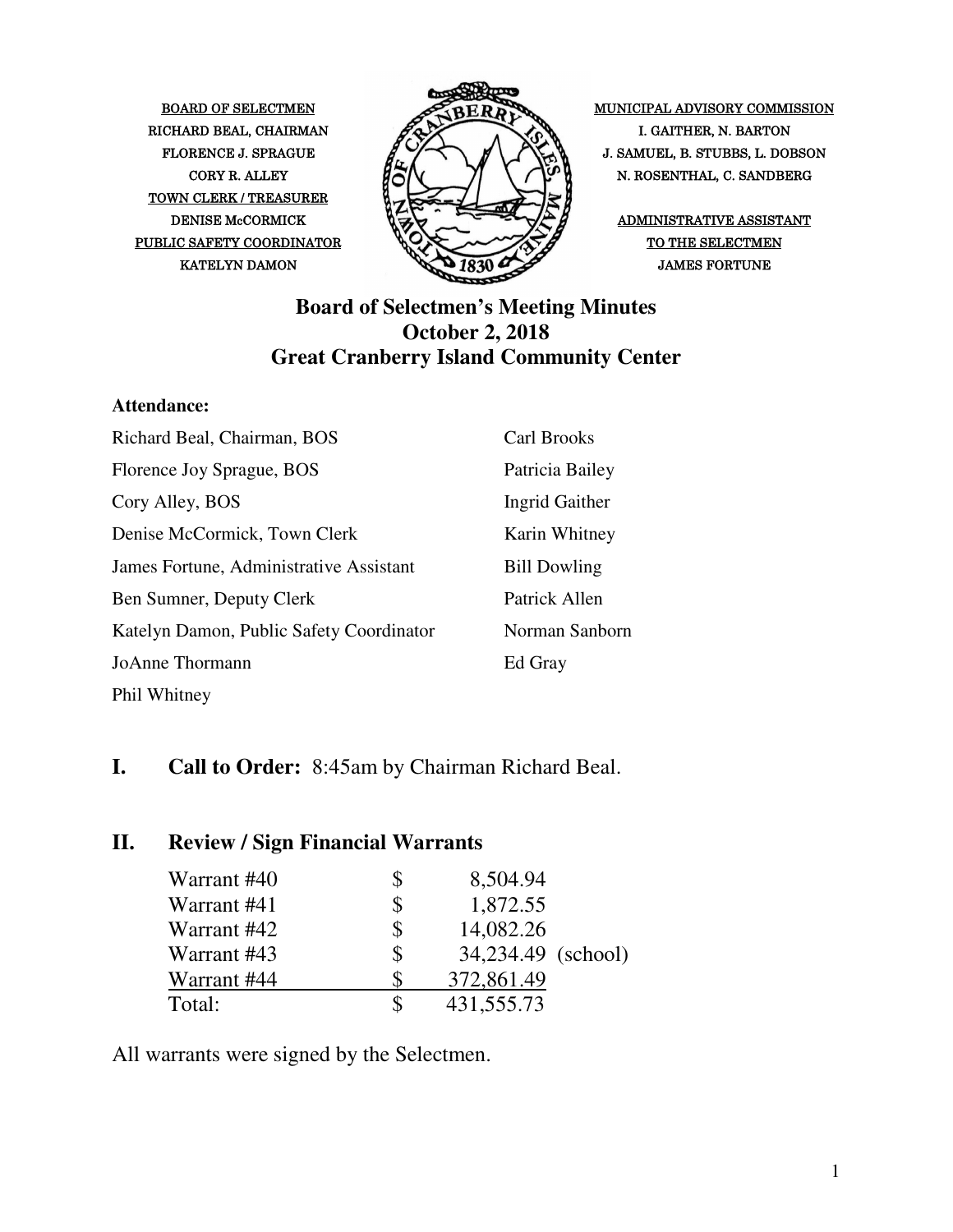BOARD OF SELECTMEN
RICHARD BEAL, CHAIRMAN
FLORENCE J. SPRAGUE
CORY R. ALLEY
TOWN CLERK / TREASURER
DENISE McCORMICK
PUBLIC SAFETY COORDINATOR
KATELYN DAMON

MUNICIPAL ADVISORY COMMISSION
I. GAITHER, N. BARTON
J. SAMUEL, B. STUBBS, L. DOBSON
N. ROSENTHAL, C. SANDBERG

ADMINISTRATIVE ASSISTANT
TO THE SELECTMEN
JAMES FORTUNE

# Board of Selectmen's Meeting Minutes
## October 2, 2018
## Great Cranberry Island Community Center

**Attendance:**

| | |
|---|---|
| Richard Beal, Chairman, BOS | Carl Brooks |
| Florence Joy Sprague, BOS | Patricia Bailey |
| Cory Alley, BOS | Ingrid Gaither |
| Denise McCormick, Town Clerk | Karin Whitney |
| James Fortune, Administrative Assistant | Bill Dowling |
| Ben Sumner, Deputy Clerk | Patrick Allen |
| Katelyn Damon, Public Safety Coordinator | Norman Sanborn |
| JoAnne Thormann | Ed Gray |
| Phil Whitney | |

## I. Call to Order: 8:45am by Chairman Richard Beal.

## II. Review / Sign Financial Warrants

| | | | |
|---|---|---|---|
| Warrant #40 | $ | 8,504.94 | |
| Warrant #41 | $ | 1,872.55 | |
| Warrant #42 | $ | 14,082.26 | |
| Warrant #43 | $ | 34,234.49 | (school) |
| Warrant #44 | $ | 372,861.49 | |
| Total: | $ | 431,555.73 | |

All warrants were signed by the Selectmen.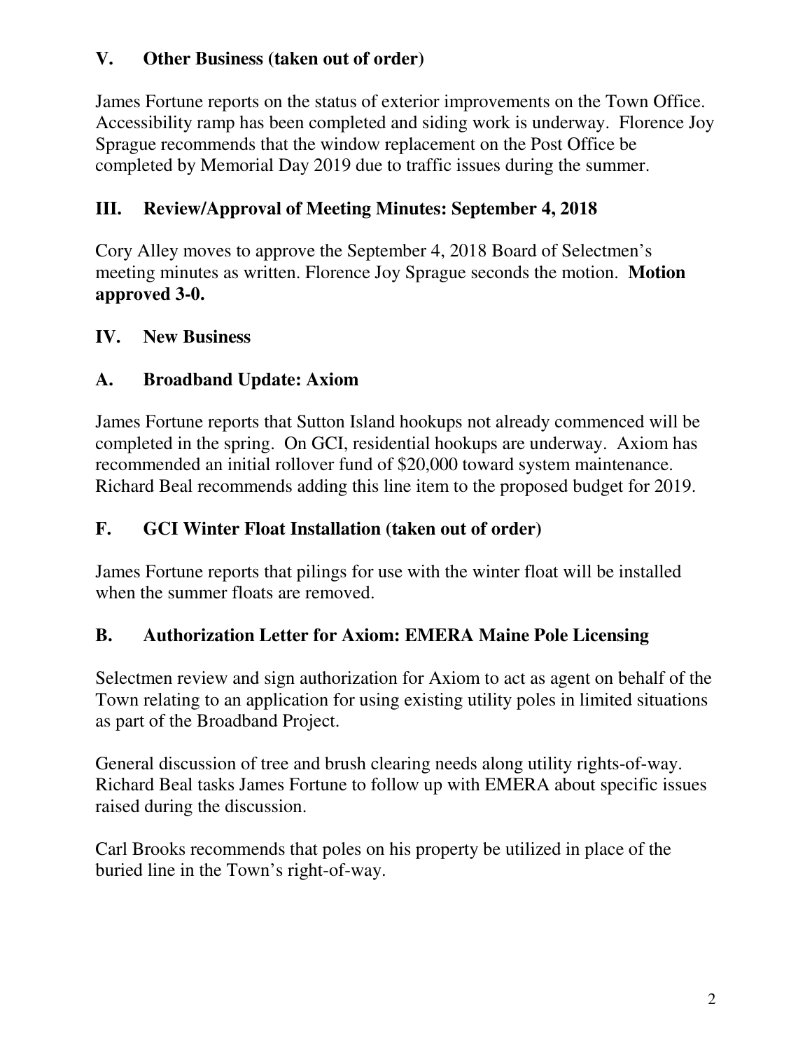## V. Other Business (taken out of order)

James Fortune reports on the status of exterior improvements on the Town Office. Accessibility ramp has been completed and siding work is underway. Florence Joy Sprague recommends that the window replacement on the Post Office be completed by Memorial Day 2019 due to traffic issues during the summer.

## III. Review/Approval of Meeting Minutes: September 4, 2018

Cory Alley moves to approve the September 4, 2018 Board of Selectmen's meeting minutes as written. Florence Joy Sprague seconds the motion. **Motion approved 3-0.**

## IV. New Business

### A. Broadband Update: Axiom

James Fortune reports that Sutton Island hookups not already commenced will be completed in the spring. On GCI, residential hookups are underway. Axiom has recommended an initial rollover fund of $20,000 toward system maintenance. Richard Beal recommends adding this line item to the proposed budget for 2019.

### F. GCI Winter Float Installation (taken out of order)

James Fortune reports that pilings for use with the winter float will be installed when the summer floats are removed.

### B. Authorization Letter for Axiom: EMERA Maine Pole Licensing

Selectmen review and sign authorization for Axiom to act as agent on behalf of the Town relating to an application for using existing utility poles in limited situations as part of the Broadband Project.

General discussion of tree and brush clearing needs along utility rights-of-way. Richard Beal tasks James Fortune to follow up with EMERA about specific issues raised during the discussion.

Carl Brooks recommends that poles on his property be utilized in place of the buried line in the Town's right-of-way.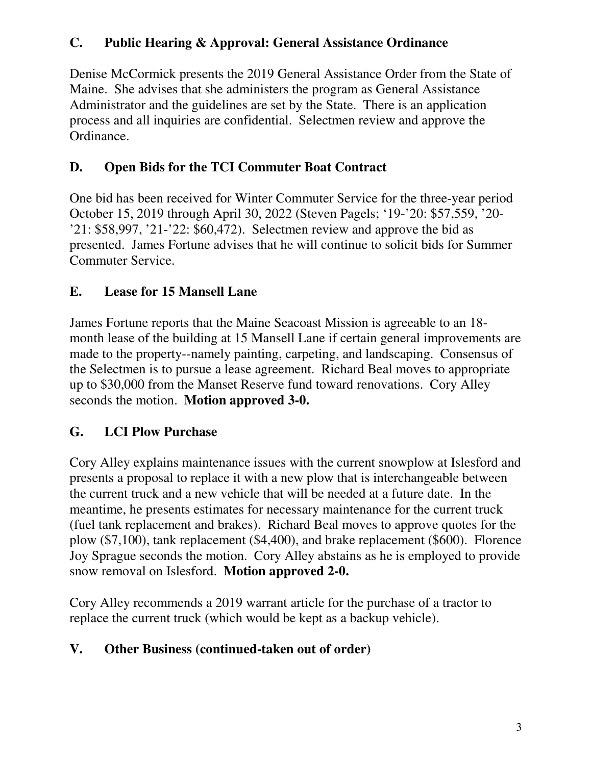## C. Public Hearing & Approval: General Assistance Ordinance

Denise McCormick presents the 2019 General Assistance Order from the State of Maine. She advises that she administers the program as General Assistance Administrator and the guidelines are set by the State. There is an application process and all inquiries are confidential. Selectmen review and approve the Ordinance.

## D. Open Bids for the TCI Commuter Boat Contract

One bid has been received for Winter Commuter Service for the three-year period October 15, 2019 through April 30, 2022 (Steven Pagels; '19-'20: $57,559, '20-'21: $58,997, '21-'22: $60,472). Selectmen review and approve the bid as presented. James Fortune advises that he will continue to solicit bids for Summer Commuter Service.

## E. Lease for 15 Mansell Lane

James Fortune reports that the Maine Seacoast Mission is agreeable to an 18-month lease of the building at 15 Mansell Lane if certain general improvements are made to the property--namely painting, carpeting, and landscaping. Consensus of the Selectmen is to pursue a lease agreement. Richard Beal moves to appropriate up to $30,000 from the Manset Reserve fund toward renovations. Cory Alley seconds the motion. **Motion approved 3-0.**

## G. LCI Plow Purchase

Cory Alley explains maintenance issues with the current snowplow at Islesford and presents a proposal to replace it with a new plow that is interchangeable between the current truck and a new vehicle that will be needed at a future date. In the meantime, he presents estimates for necessary maintenance for the current truck (fuel tank replacement and brakes). Richard Beal moves to approve quotes for the plow ($7,100), tank replacement ($4,400), and brake replacement ($600). Florence Joy Sprague seconds the motion. Cory Alley abstains as he is employed to provide snow removal on Islesford. **Motion approved 2-0.**

Cory Alley recommends a 2019 warrant article for the purchase of a tractor to replace the current truck (which would be kept as a backup vehicle).

## V. Other Business (continued-taken out of order)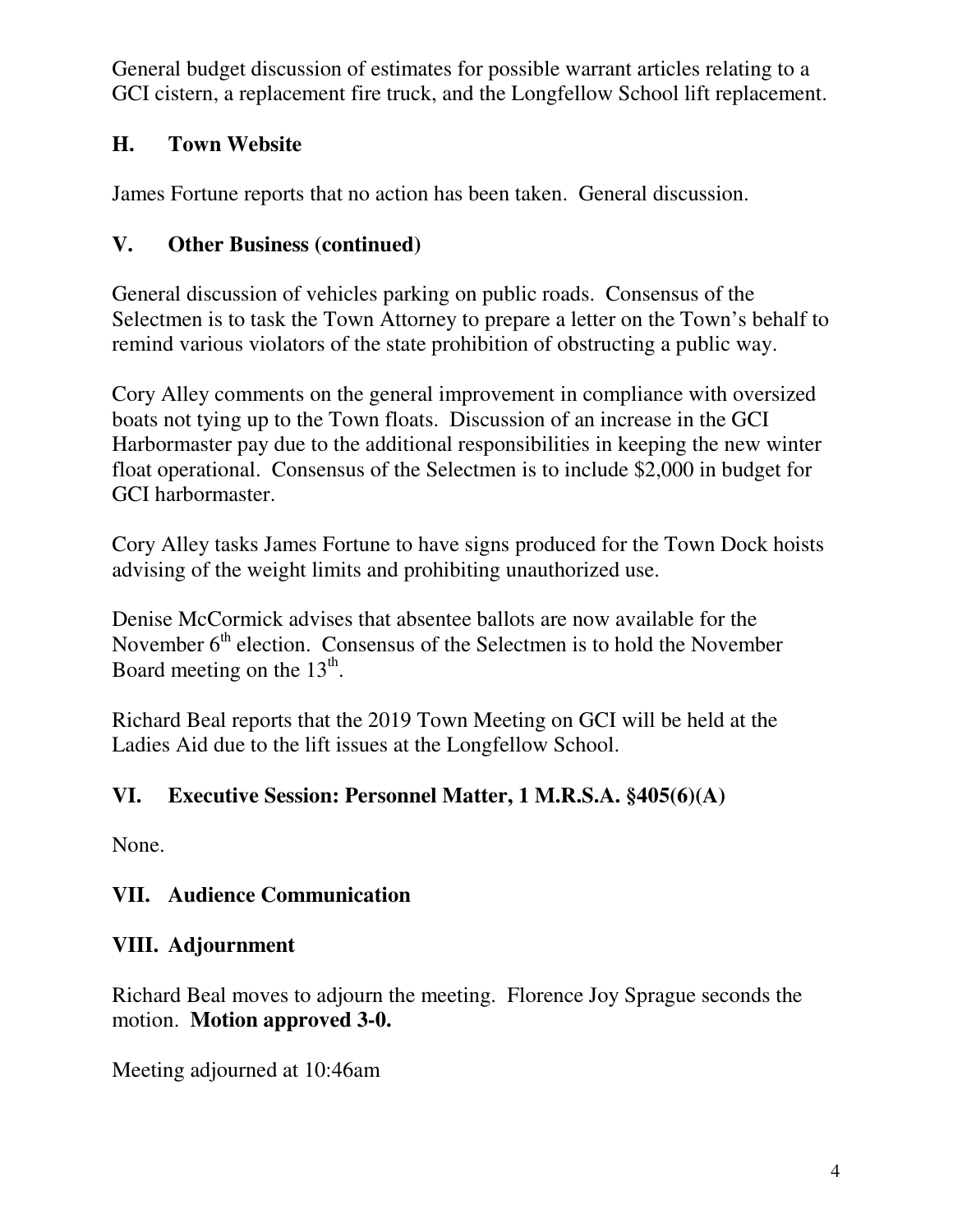General budget discussion of estimates for possible warrant articles relating to a GCI cistern, a replacement fire truck, and the Longfellow School lift replacement.

## H. Town Website

James Fortune reports that no action has been taken. General discussion.

## V. Other Business (continued)

General discussion of vehicles parking on public roads. Consensus of the Selectmen is to task the Town Attorney to prepare a letter on the Town's behalf to remind various violators of the state prohibition of obstructing a public way.

Cory Alley comments on the general improvement in compliance with oversized boats not tying up to the Town floats. Discussion of an increase in the GCI Harbormaster pay due to the additional responsibilities in keeping the new winter float operational. Consensus of the Selectmen is to include $2,000 in budget for GCI harbormaster.

Cory Alley tasks James Fortune to have signs produced for the Town Dock hoists advising of the weight limits and prohibiting unauthorized use.

Denise McCormick advises that absentee ballots are now available for the November 6th election. Consensus of the Selectmen is to hold the November Board meeting on the 13th.

Richard Beal reports that the 2019 Town Meeting on GCI will be held at the Ladies Aid due to the lift issues at the Longfellow School.

## VI. Executive Session: Personnel Matter, 1 M.R.S.A. §405(6)(A)

None.

## VII. Audience Communication

## VIII. Adjournment

Richard Beal moves to adjourn the meeting. Florence Joy Sprague seconds the motion. **Motion approved 3-0.**

Meeting adjourned at 10:46am